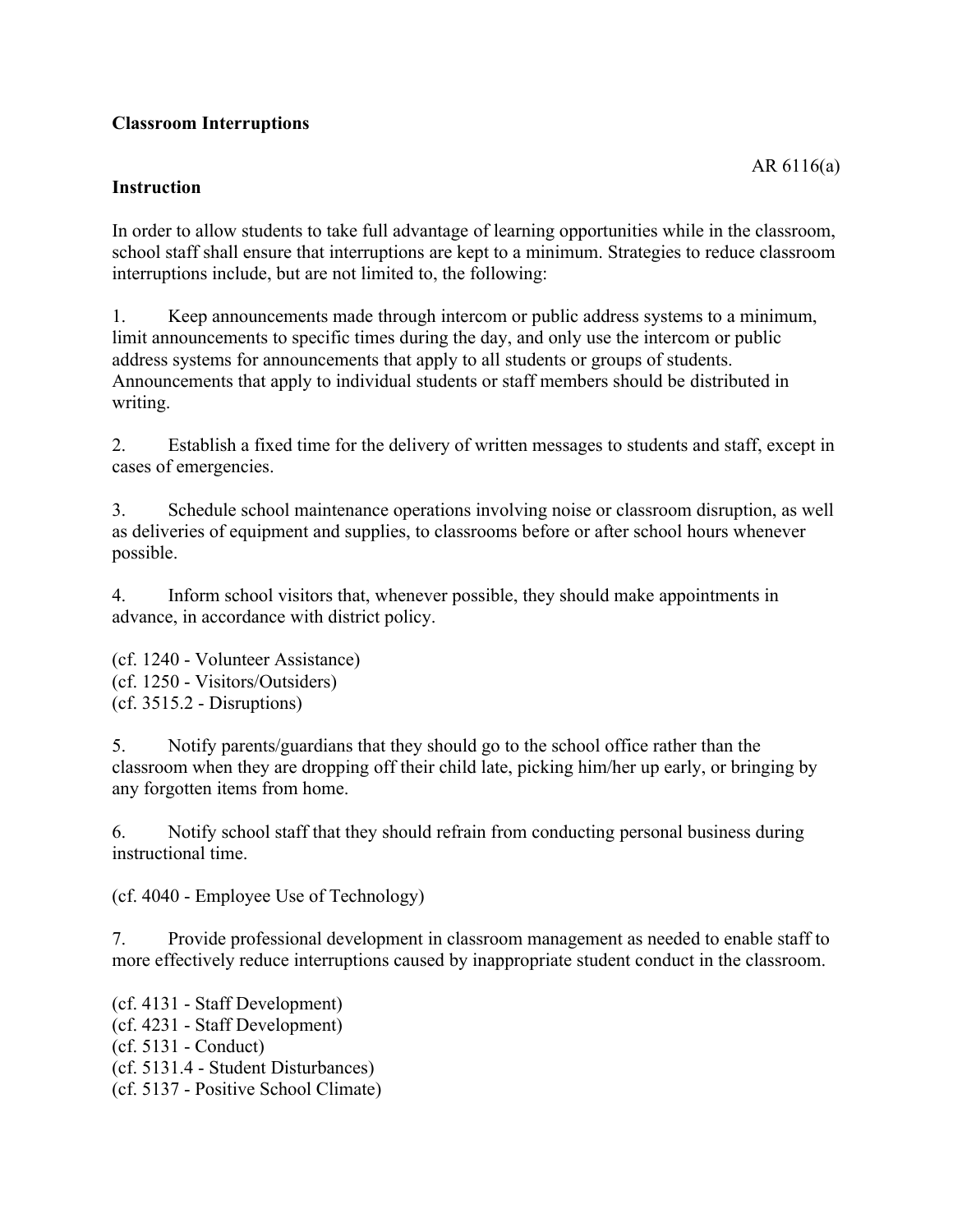**Classroom Interruptions**

AR 6116(a)

**Instruction**

In order to allow students to take full advantage of learning opportunities while in the classroom, school staff shall ensure that interruptions are kept to a minimum. Strategies to reduce classroom interruptions include, but are not limited to, the following:

1. Keep announcements made through intercom or public address systems to a minimum, limit announcements to specific times during the day, and only use the intercom or public address systems for announcements that apply to all students or groups of students. Announcements that apply to individual students or staff members should be distributed in writing.

2. Establish a fixed time for the delivery of written messages to students and staff, except in cases of emergencies.

3. Schedule school maintenance operations involving noise or classroom disruption, as well as deliveries of equipment and supplies, to classrooms before or after school hours whenever possible.

4. Inform school visitors that, whenever possible, they should make appointments in advance, in accordance with district policy.

(cf. 1240 - Volunteer Assistance)
(cf. 1250 - Visitors/Outsiders)
(cf. 3515.2 - Disruptions)

5. Notify parents/guardians that they should go to the school office rather than the classroom when they are dropping off their child late, picking him/her up early, or bringing by any forgotten items from home.

6. Notify school staff that they should refrain from conducting personal business during instructional time.

(cf. 4040 - Employee Use of Technology)

7. Provide professional development in classroom management as needed to enable staff to more effectively reduce interruptions caused by inappropriate student conduct in the classroom.

(cf. 4131 - Staff Development)
(cf. 4231 - Staff Development)
(cf. 5131 - Conduct)
(cf. 5131.4 - Student Disturbances)
(cf. 5137 - Positive School Climate)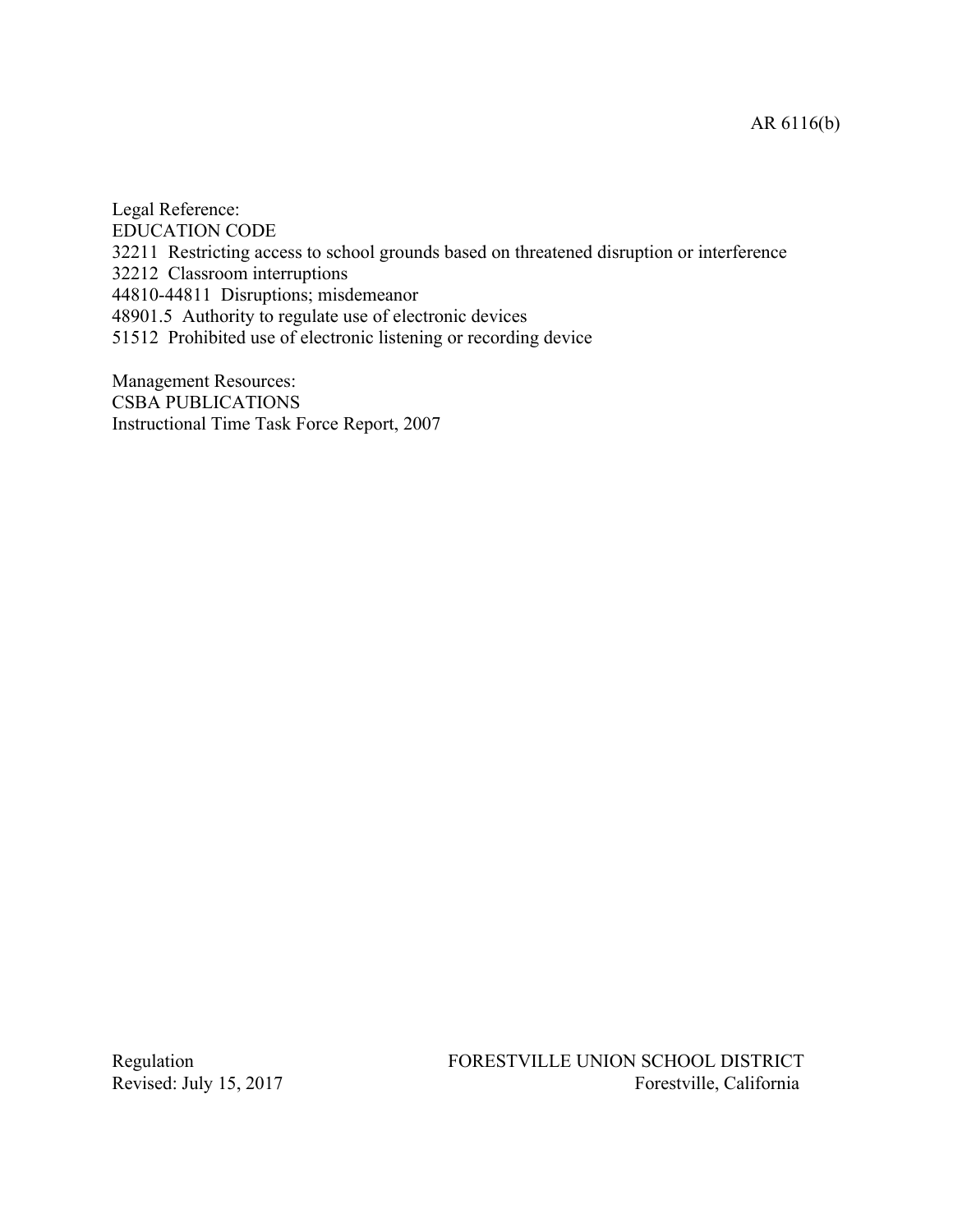Legal Reference:
EDUCATION CODE
32211 Restricting access to school grounds based on threatened disruption or interference
32212 Classroom interruptions
44810-44811 Disruptions; misdemeanor
48901.5 Authority to regulate use of electronic devices
51512 Prohibited use of electronic listening or recording device

Management Resources:
CSBA PUBLICATIONS
Instructional Time Task Force Report, 2007

Regulation
Revised: July 15, 2017

FORESTVILLE UNION SCHOOL DISTRICT
Forestville, California